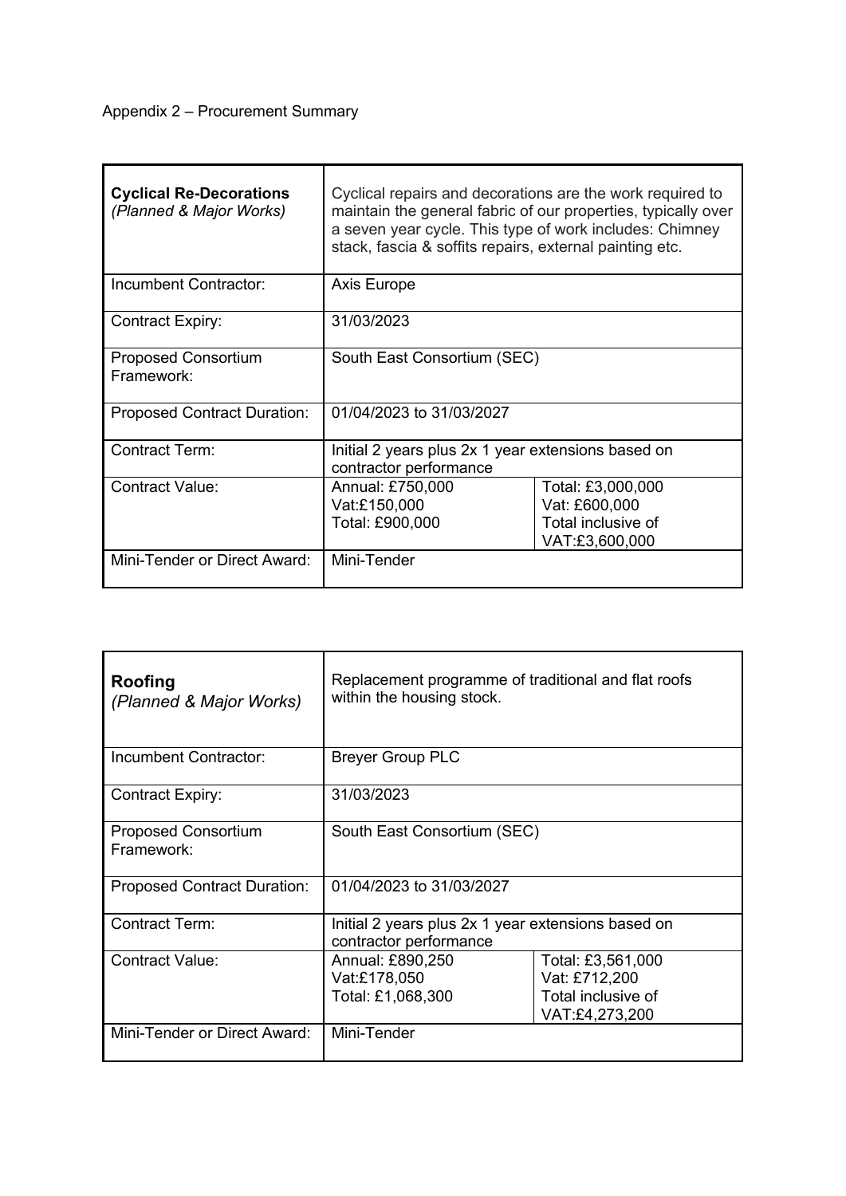Appendix 2 – Procurement Summary

| **Cyclical Re-Decorations** *(Planned & Major Works)* | Cyclical repairs and decorations are the work required to maintain the general fabric of our properties, typically over a seven year cycle. This type of work includes: Chimney stack, fascia & soffits repairs, external painting etc. | |
|---|---|---|
| Incumbent Contractor: | Axis Europe | |
| Contract Expiry: | 31/03/2023 | |
| Proposed Consortium Framework: | South East Consortium (SEC) | |
| Proposed Contract Duration: | 01/04/2023 to 31/03/2027 | |
| Contract Term: | Initial 2 years plus 2x 1 year extensions based on contractor performance | |
| Contract Value: | Annual: £750,000<br>Vat:£150,000<br>Total: £900,000 | Total: £3,000,000<br>Vat: £600,000<br>Total inclusive of VAT:£3,600,000 |
| Mini-Tender or Direct Award: | Mini-Tender | |

| **Roofing** *(Planned & Major Works)* | Replacement programme of traditional and flat roofs within the housing stock. | |
|---|---|---|
| Incumbent Contractor: | Breyer Group PLC | |
| Contract Expiry: | 31/03/2023 | |
| Proposed Consortium Framework: | South East Consortium (SEC) | |
| Proposed Contract Duration: | 01/04/2023 to 31/03/2027 | |
| Contract Term: | Initial 2 years plus 2x 1 year extensions based on contractor performance | |
| Contract Value: | Annual: £890,250<br>Vat:£178,050<br>Total: £1,068,300 | Total: £3,561,000<br>Vat: £712,200<br>Total inclusive of VAT:£4,273,200 |
| Mini-Tender or Direct Award: | Mini-Tender | |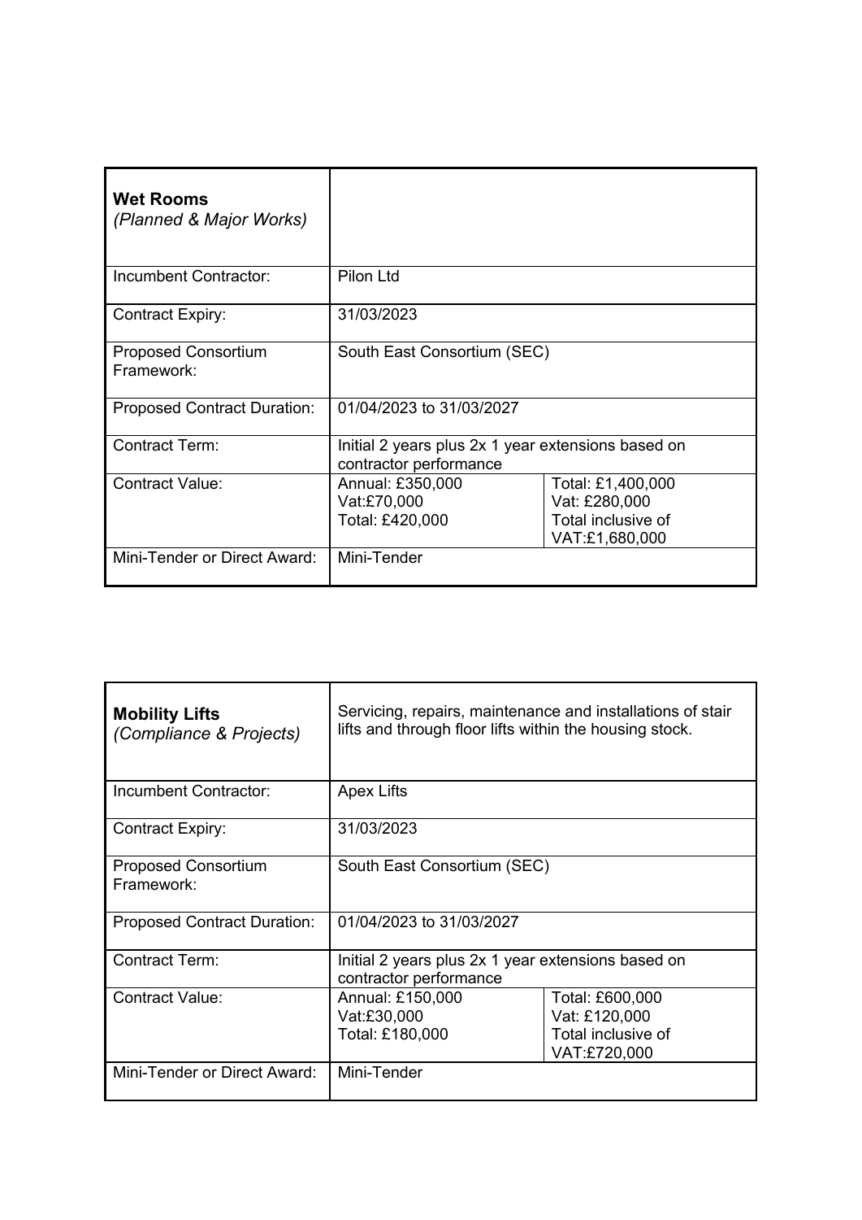| **Wet Rooms** *(Planned & Major Works)* | | |
|---|---|---|
| Incumbent Contractor: | Pilon Ltd | |
| Contract Expiry: | 31/03/2023 | |
| Proposed Consortium Framework: | South East Consortium (SEC) | |
| Proposed Contract Duration: | 01/04/2023 to 31/03/2027 | |
| Contract Term: | Initial 2 years plus 2x 1 year extensions based on contractor performance | |
| Contract Value: | Annual: £350,000<br>Vat:£70,000<br>Total: £420,000 | Total: £1,400,000<br>Vat: £280,000<br>Total inclusive of VAT:£1,680,000 |
| Mini-Tender or Direct Award: | Mini-Tender | |

| **Mobility Lifts** *(Compliance & Projects)* | Servicing, repairs, maintenance and installations of stair lifts and through floor lifts within the housing stock. | |
|---|---|---|
| Incumbent Contractor: | Apex Lifts | |
| Contract Expiry: | 31/03/2023 | |
| Proposed Consortium Framework: | South East Consortium (SEC) | |
| Proposed Contract Duration: | 01/04/2023 to 31/03/2027 | |
| Contract Term: | Initial 2 years plus 2x 1 year extensions based on contractor performance | |
| Contract Value: | Annual: £150,000<br>Vat:£30,000<br>Total: £180,000 | Total: £600,000<br>Vat: £120,000<br>Total inclusive of VAT:£720,000 |
| Mini-Tender or Direct Award: | Mini-Tender | |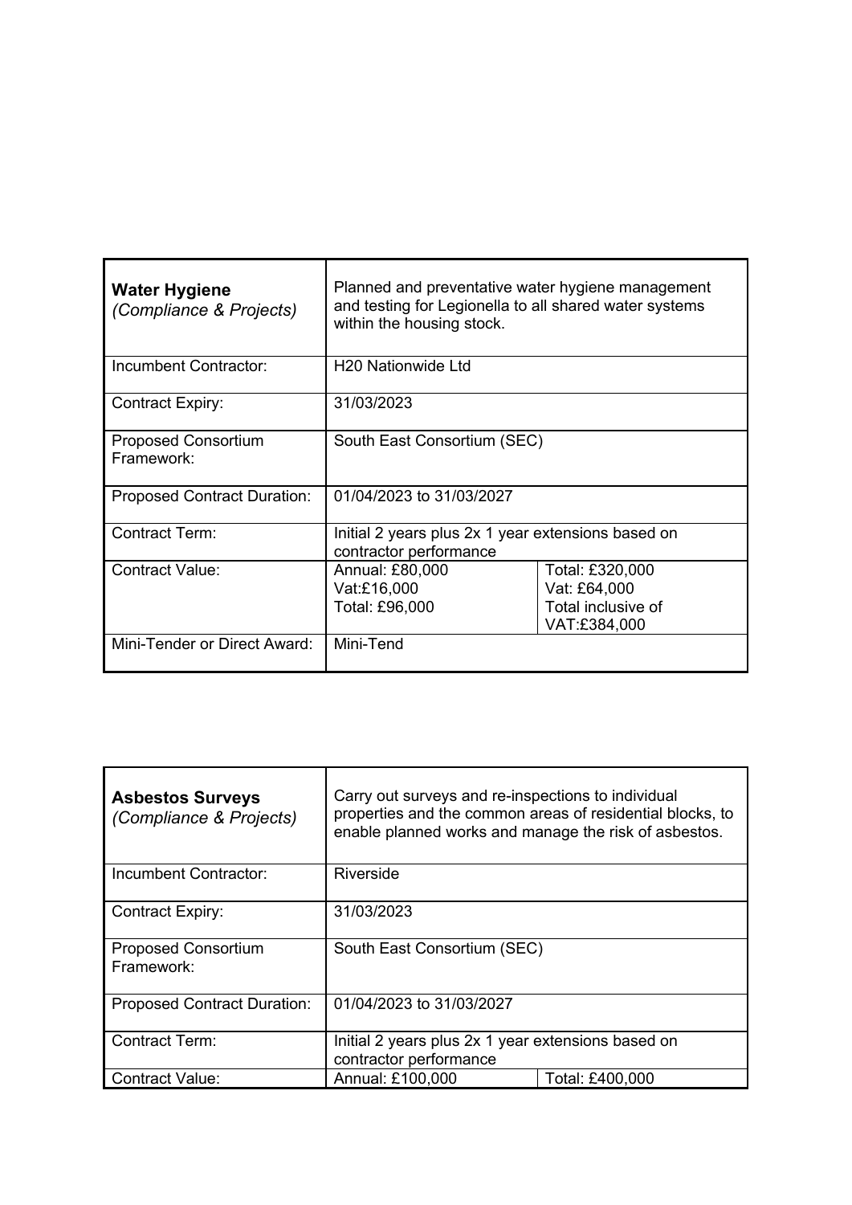| **Water Hygiene** *(Compliance & Projects)* | Planned and preventative water hygiene management and testing for Legionella to all shared water systems within the housing stock. | |
|---|---|---|
| Incumbent Contractor: | H20 Nationwide Ltd | |
| Contract Expiry: | 31/03/2023 | |
| Proposed Consortium Framework: | South East Consortium (SEC) | |
| Proposed Contract Duration: | 01/04/2023 to 31/03/2027 | |
| Contract Term: | Initial 2 years plus 2x 1 year extensions based on contractor performance | |
| Contract Value: | Annual: £80,000<br>Vat:£16,000<br>Total: £96,000 | Total: £320,000<br>Vat: £64,000<br>Total inclusive of VAT:£384,000 |
| Mini-Tender or Direct Award: | Mini-Tend | |

| **Asbestos Surveys** *(Compliance & Projects)* | Carry out surveys and re-inspections to individual properties and the common areas of residential blocks, to enable planned works and manage the risk of asbestos. | |
|---|---|---|
| Incumbent Contractor: | Riverside | |
| Contract Expiry: | 31/03/2023 | |
| Proposed Consortium Framework: | South East Consortium (SEC) | |
| Proposed Contract Duration: | 01/04/2023 to 31/03/2027 | |
| Contract Term: | Initial 2 years plus 2x 1 year extensions based on contractor performance | |
| Contract Value: | Annual: £100,000 | Total: £400,000 |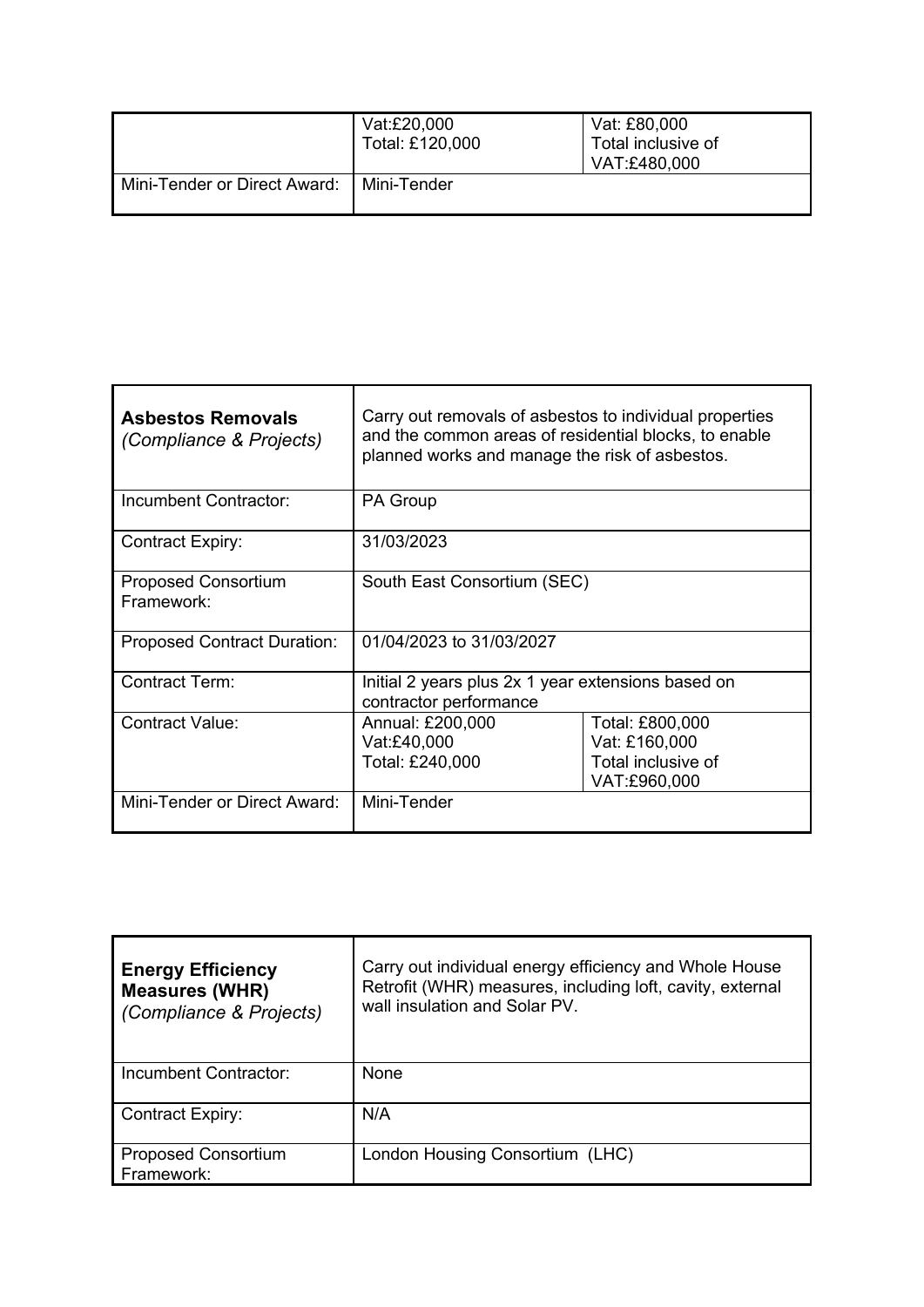| | | |
|---|---|---|
| | Vat:£20,000<br>Total: £120,000 | Vat: £80,000<br>Total inclusive of VAT:£480,000 |
| Mini-Tender or Direct Award: | Mini-Tender | |

| | | |
|---|---|---|
| **Asbestos Removals**<br>*(Compliance & Projects)* | Carry out removals of asbestos to individual properties and the common areas of residential blocks, to enable planned works and manage the risk of asbestos. | |
| Incumbent Contractor: | PA Group | |
| Contract Expiry: | 31/03/2023 | |
| Proposed Consortium Framework: | South East Consortium (SEC) | |
| Proposed Contract Duration: | 01/04/2023 to 31/03/2027 | |
| Contract Term: | Initial 2 years plus 2x 1 year extensions based on contractor performance | |
| Contract Value: | Annual: £200,000<br>Vat:£40,000<br>Total: £240,000 | Total: £800,000<br>Vat: £160,000<br>Total inclusive of VAT:£960,000 |
| Mini-Tender or Direct Award: | Mini-Tender | |

| | |
|---|---|
| **Energy Efficiency Measures (WHR)**<br>*(Compliance & Projects)* | Carry out individual energy efficiency and Whole House Retrofit (WHR) measures, including loft, cavity, external wall insulation and Solar PV. |
| Incumbent Contractor: | None |
| Contract Expiry: | N/A |
| Proposed Consortium Framework: | London Housing Consortium (LHC) |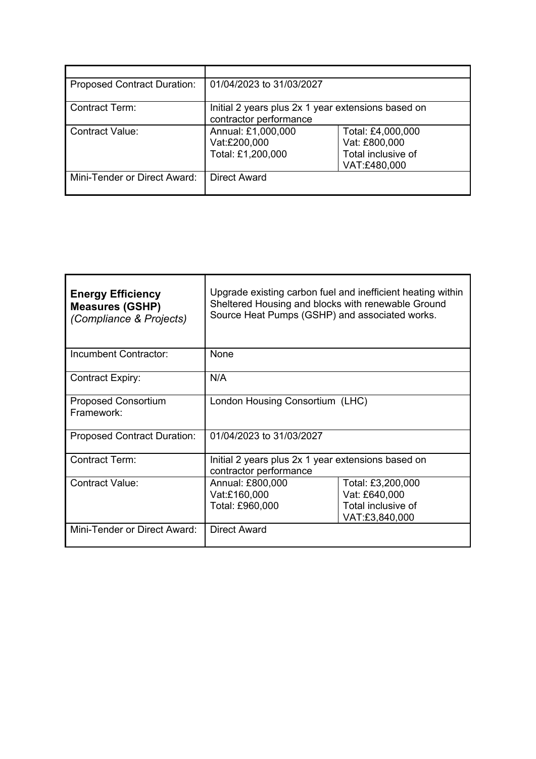| | | |
|---|---|---|
| Proposed Contract Duration: | 01/04/2023 to 31/03/2027 | |
| Contract Term: | Initial 2 years plus 2x 1 year extensions based on contractor performance | |
| Contract Value: | Annual: £1,000,000<br>Vat:£200,000<br>Total: £1,200,000 | Total: £4,000,000<br>Vat: £800,000<br>Total inclusive of VAT:£480,000 |
| Mini-Tender or Direct Award: | Direct Award | |

| **Energy Efficiency Measures (GSHP)** *(Compliance & Projects)* | Upgrade existing carbon fuel and inefficient heating within Sheltered Housing and blocks with renewable Ground Source Heat Pumps (GSHP) and associated works. | |
|---|---|---|
| Incumbent Contractor: | None | |
| Contract Expiry: | N/A | |
| Proposed Consortium Framework: | London Housing Consortium (LHC) | |
| Proposed Contract Duration: | 01/04/2023 to 31/03/2027 | |
| Contract Term: | Initial 2 years plus 2x 1 year extensions based on contractor performance | |
| Contract Value: | Annual: £800,000<br>Vat:£160,000<br>Total: £960,000 | Total: £3,200,000<br>Vat: £640,000<br>Total inclusive of VAT:£3,840,000 |
| Mini-Tender or Direct Award: | Direct Award | |